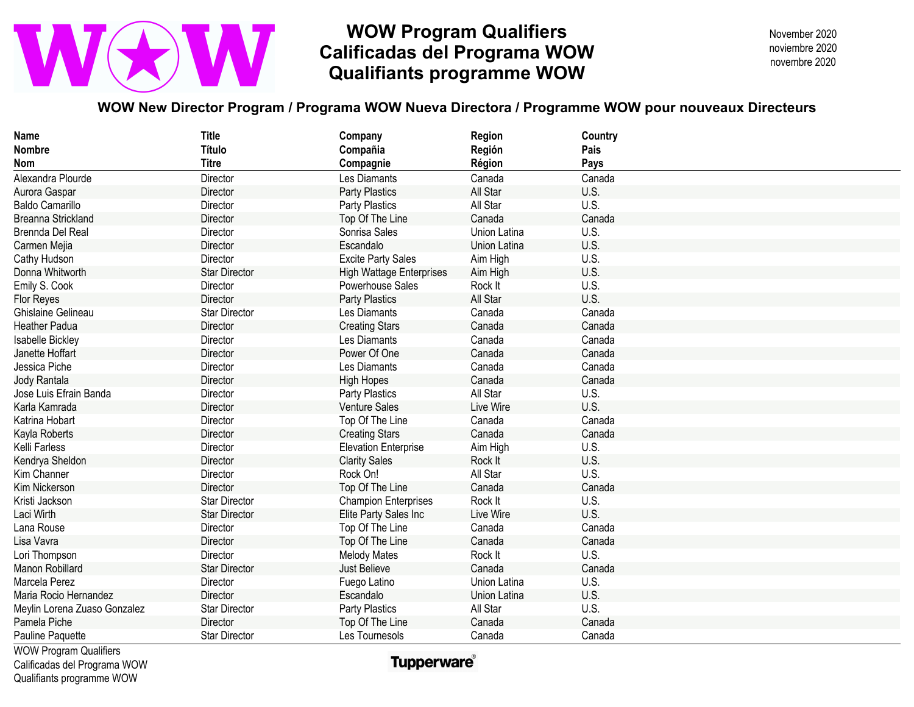# WOW Program Qualifiers
# Calificadas del Programa WOW
# Qualifiants programme WOW

November 2020
noviembre 2020
novembre 2020

## WOW New Director Program / Programa WOW Nueva Directora / Programme WOW pour nouveaux Directeurs

| Name<br>Nombre<br>Nom | Title<br>Título<br>Titre | Company<br>Compañia<br>Compagnie | Region<br>Región<br>Région | Country<br>Pais<br>Pays |
|---|---|---|---|---|
| Alexandra Plourde | Director | Les Diamants | Canada | Canada |
| Aurora Gaspar | Director | Party Plastics | All Star | U.S. |
| Baldo Camarillo | Director | Party Plastics | All Star | U.S. |
| Breanna Strickland | Director | Top Of The Line | Canada | Canada |
| Brennda Del Real | Director | Sonrisa Sales | Union Latina | U.S. |
| Carmen Mejia | Director | Escandalo | Union Latina | U.S. |
| Cathy Hudson | Director | Excite Party Sales | Aim High | U.S. |
| Donna Whitworth | Star Director | High Wattage Enterprises | Aim High | U.S. |
| Emily S. Cook | Director | Powerhouse Sales | Rock It | U.S. |
| Flor Reyes | Director | Party Plastics | All Star | U.S. |
| Ghislaine Gelineau | Star Director | Les Diamants | Canada | Canada |
| Heather Padua | Director | Creating Stars | Canada | Canada |
| Isabelle Bickley | Director | Les Diamants | Canada | Canada |
| Janette Hoffart | Director | Power Of One | Canada | Canada |
| Jessica Piche | Director | Les Diamants | Canada | Canada |
| Jody Rantala | Director | High Hopes | Canada | Canada |
| Jose Luis Efrain Banda | Director | Party Plastics | All Star | U.S. |
| Karla Kamrada | Director | Venture Sales | Live Wire | U.S. |
| Katrina Hobart | Director | Top Of The Line | Canada | Canada |
| Kayla Roberts | Director | Creating Stars | Canada | Canada |
| Kelli Farless | Director | Elevation Enterprise | Aim High | U.S. |
| Kendrya Sheldon | Director | Clarity Sales | Rock It | U.S. |
| Kim Channer | Director | Rock On! | All Star | U.S. |
| Kim Nickerson | Director | Top Of The Line | Canada | Canada |
| Kristi Jackson | Star Director | Champion Enterprises | Rock It | U.S. |
| Laci Wirth | Star Director | Elite Party Sales Inc | Live Wire | U.S. |
| Lana Rouse | Director | Top Of The Line | Canada | Canada |
| Lisa Vavra | Director | Top Of The Line | Canada | Canada |
| Lori Thompson | Director | Melody Mates | Rock It | U.S. |
| Manon Robillard | Star Director | Just Believe | Canada | Canada |
| Marcela Perez | Director | Fuego Latino | Union Latina | U.S. |
| Maria Rocio Hernandez | Director | Escandalo | Union Latina | U.S. |
| Meylin Lorena Zuaso Gonzalez | Star Director | Party Plastics | All Star | U.S. |
| Pamela Piche | Director | Top Of The Line | Canada | Canada |
| Pauline Paquette | Star Director | Les Tournesols | Canada | Canada |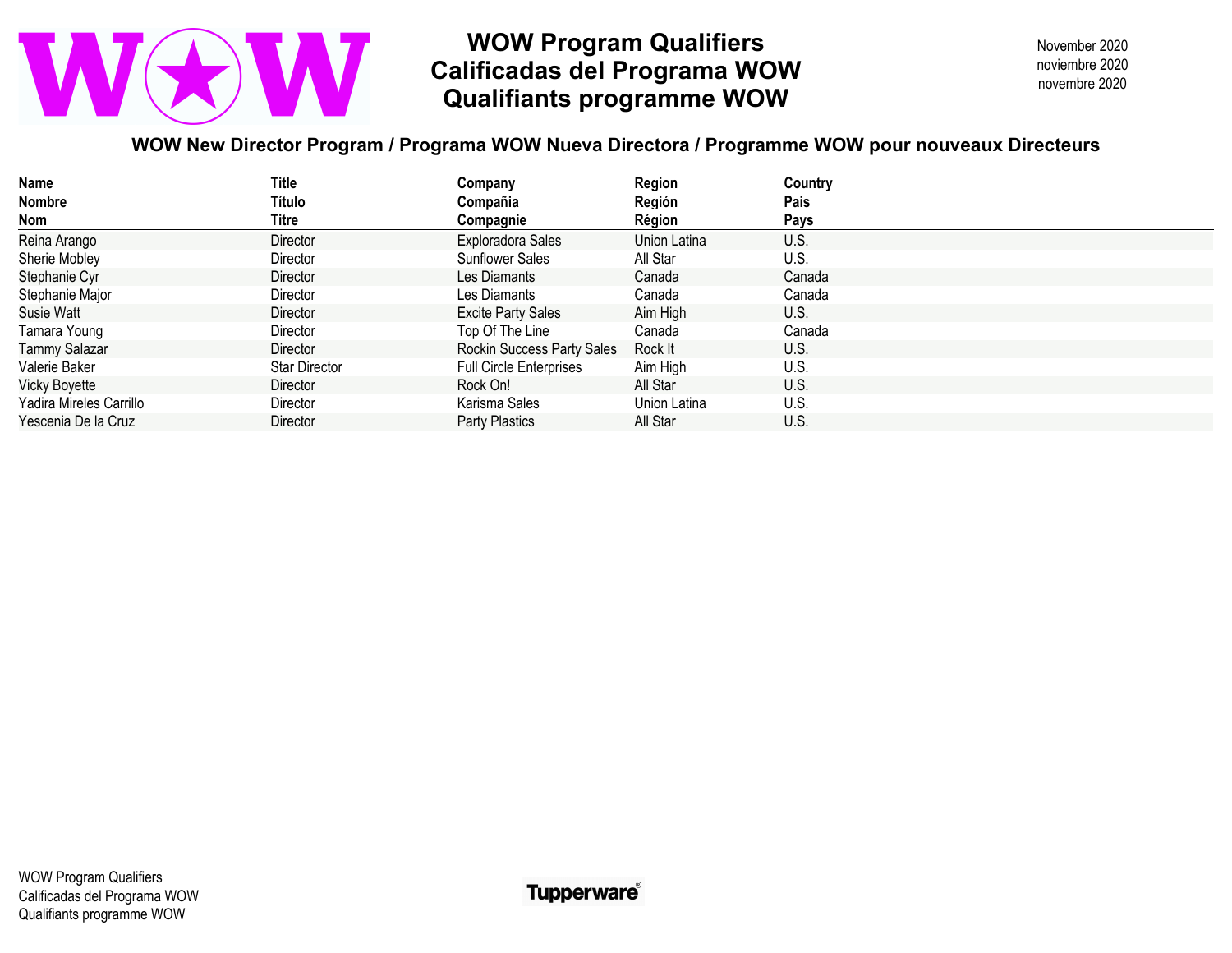# WOW Program Qualifiers
# Calificadas del Programa WOW
# Qualifiants programme WOW

November 2020
noviembre 2020
novembre 2020

## WOW New Director Program / Programa WOW Nueva Directora / Programme WOW pour nouveaux Directeurs

| Name<br>Nombre<br>Nom | Title<br>Título<br>Titre | Company<br>Compañia<br>Compagnie | Region<br>Región<br>Région | Country<br>Pais<br>Pays |
|---|---|---|---|---|
| Reina Arango | Director | Exploradora Sales | Union Latina | U.S. |
| Sherie Mobley | Director | Sunflower Sales | All Star | U.S. |
| Stephanie Cyr | Director | Les Diamants | Canada | Canada |
| Stephanie Major | Director | Les Diamants | Canada | Canada |
| Susie Watt | Director | Excite Party Sales | Aim High | U.S. |
| Tamara Young | Director | Top Of The Line | Canada | Canada |
| Tammy Salazar | Director | Rockin Success Party Sales | Rock It | U.S. |
| Valerie Baker | Star Director | Full Circle Enterprises | Aim High | U.S. |
| Vicky Boyette | Director | Rock On! | All Star | U.S. |
| Yadira Mireles Carrillo | Director | Karisma Sales | Union Latina | U.S. |
| Yescenia De la Cruz | Director | Party Plastics | All Star | U.S. |